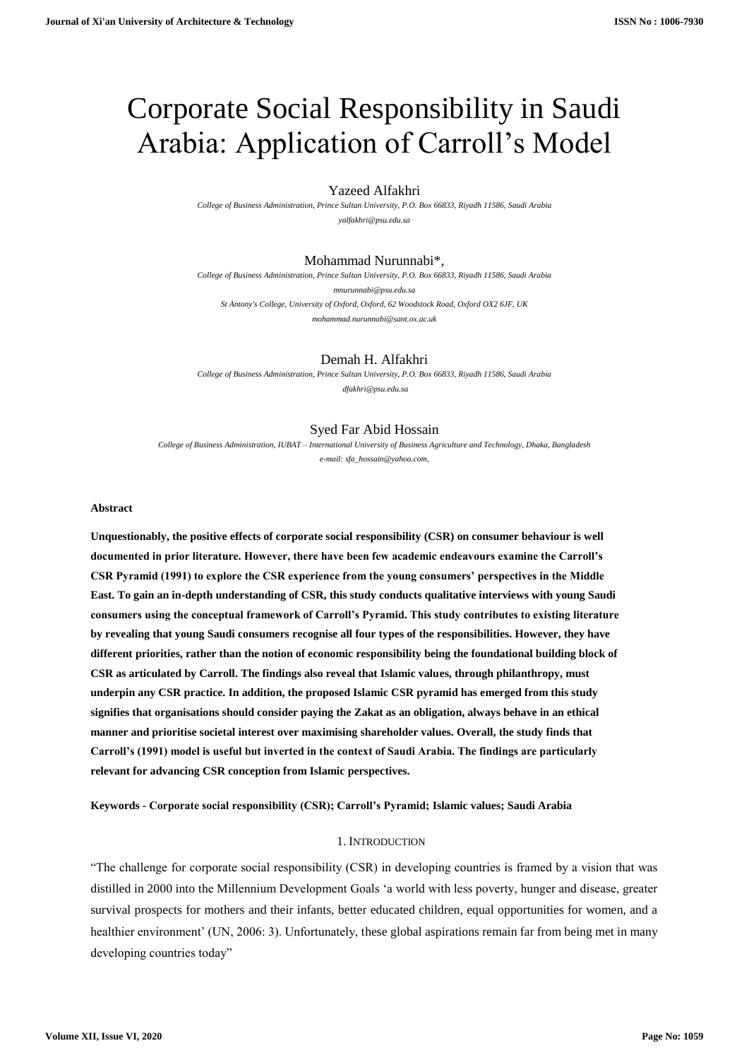# Corporate Social Responsibility in Saudi Arabia: Application of Carroll's Model

Yazeed Alfakhri

*College of Business Administration, Prince Sultan University, P.O. Box 66833, Riyadh 11586, Saudi Arabia*

*yalfakhri@psu.edu.sa*

Mohammad Nurunnabi*,

*College of Business Administration, Prince Sultan University, P.O. Box 66833, Riyadh 11586, Saudi Arabia*

*mnurunnabi@psu.edu.sa*

*St Antony's College, University of Oxford, Oxford, 62 Woodstock Road, Oxford OX2 6JF, UK*

*mohammad.nurunnabi@sant.ox.ac.uk*

Demah H. Alfakhri

*College of Business Administration, Prince Sultan University, P.O. Box 66833, Riyadh 11586, Saudi Arabia*

*dfakhri@psu.edu.sa*

Syed Far Abid Hossain

*College of Business Administration, IUBAT – International University of Business Agriculture and Technology, Dhaka, Bangladesh*

*e-mail: sfa_hossain@yahoo.com,*

**Abstract**

**Unquestionably, the positive effects of corporate social responsibility (CSR) on consumer behaviour is well documented in prior literature. However, there have been few academic endeavours examine the Carroll's CSR Pyramid (1991) to explore the CSR experience from the young consumers' perspectives in the Middle East. To gain an in-depth understanding of CSR, this study conducts qualitative interviews with young Saudi consumers using the conceptual framework of Carroll's Pyramid. This study contributes to existing literature by revealing that young Saudi consumers recognise all four types of the responsibilities. However, they have different priorities, rather than the notion of economic responsibility being the foundational building block of CSR as articulated by Carroll. The findings also reveal that Islamic values, through philanthropy, must underpin any CSR practice. In addition, the proposed Islamic CSR pyramid has emerged from this study signifies that organisations should consider paying the Zakat as an obligation, always behave in an ethical manner and prioritise societal interest over maximising shareholder values. Overall, the study finds that Carroll's (1991) model is useful but inverted in the context of Saudi Arabia. The findings are particularly relevant for advancing CSR conception from Islamic perspectives.**

**Keywords - Corporate social responsibility (CSR); Carroll's Pyramid; Islamic values; Saudi Arabia**

## 1. Introduction

"The challenge for corporate social responsibility (CSR) in developing countries is framed by a vision that was distilled in 2000 into the Millennium Development Goals 'a world with less poverty, hunger and disease, greater survival prospects for mothers and their infants, better educated children, equal opportunities for women, and a healthier environment' (UN, 2006: 3). Unfortunately, these global aspirations remain far from being met in many developing countries today"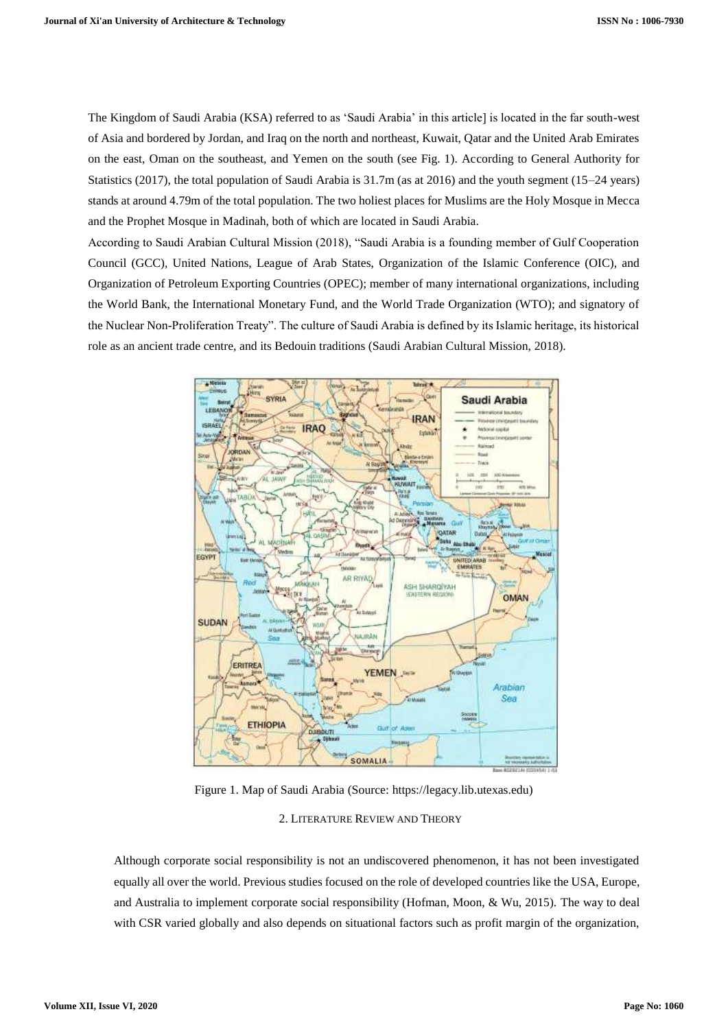The Kingdom of Saudi Arabia (KSA) referred to as 'Saudi Arabia' in this article] is located in the far south-west of Asia and bordered by Jordan, and Iraq on the north and northeast, Kuwait, Qatar and the United Arab Emirates on the east, Oman on the southeast, and Yemen on the south (see Fig. 1). According to General Authority for Statistics (2017), the total population of Saudi Arabia is 31.7m (as at 2016) and the youth segment (15–24 years) stands at around 4.79m of the total population. The two holiest places for Muslims are the Holy Mosque in Mecca and the Prophet Mosque in Madinah, both of which are located in Saudi Arabia.

According to Saudi Arabian Cultural Mission (2018), "Saudi Arabia is a founding member of Gulf Cooperation Council (GCC), United Nations, League of Arab States, Organization of the Islamic Conference (OIC), and Organization of Petroleum Exporting Countries (OPEC); member of many international organizations, including the World Bank, the International Monetary Fund, and the World Trade Organization (WTO); and signatory of the Nuclear Non-Proliferation Treaty". The culture of Saudi Arabia is defined by its Islamic heritage, its historical role as an ancient trade centre, and its Bedouin traditions (Saudi Arabian Cultural Mission, 2018).

Figure 1. Map of Saudi Arabia (Source: https://legacy.lib.utexas.edu)

## 2. Literature Review and Theory

Although corporate social responsibility is not an undiscovered phenomenon, it has not been investigated equally all over the world. Previous studies focused on the role of developed countries like the USA, Europe, and Australia to implement corporate social responsibility (Hofman, Moon, & Wu, 2015). The way to deal with CSR varied globally and also depends on situational factors such as profit margin of the organization,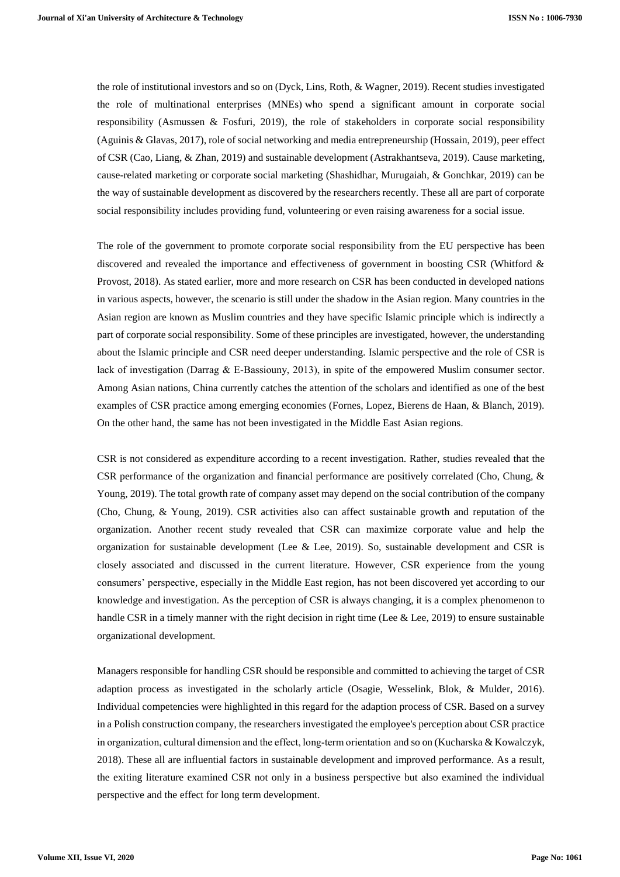the role of institutional investors and so on (Dyck, Lins, Roth, & Wagner, 2019). Recent studies investigated the role of multinational enterprises (MNEs) who spend a significant amount in corporate social responsibility (Asmussen & Fosfuri, 2019), the role of stakeholders in corporate social responsibility (Aguinis & Glavas, 2017), role of social networking and media entrepreneurship (Hossain, 2019), peer effect of CSR (Cao, Liang, & Zhan, 2019) and sustainable development (Astrakhantseva, 2019). Cause marketing, cause-related marketing or corporate social marketing (Shashidhar, Murugaiah, & Gonchkar, 2019) can be the way of sustainable development as discovered by the researchers recently. These all are part of corporate social responsibility includes providing fund, volunteering or even raising awareness for a social issue.

The role of the government to promote corporate social responsibility from the EU perspective has been discovered and revealed the importance and effectiveness of government in boosting CSR (Whitford & Provost, 2018). As stated earlier, more and more research on CSR has been conducted in developed nations in various aspects, however, the scenario is still under the shadow in the Asian region. Many countries in the Asian region are known as Muslim countries and they have specific Islamic principle which is indirectly a part of corporate social responsibility. Some of these principles are investigated, however, the understanding about the Islamic principle and CSR need deeper understanding. Islamic perspective and the role of CSR is lack of investigation (Darrag & E-Bassiouny, 2013), in spite of the empowered Muslim consumer sector. Among Asian nations, China currently catches the attention of the scholars and identified as one of the best examples of CSR practice among emerging economies (Fornes, Lopez, Bierens de Haan, & Blanch, 2019). On the other hand, the same has not been investigated in the Middle East Asian regions.

CSR is not considered as expenditure according to a recent investigation. Rather, studies revealed that the CSR performance of the organization and financial performance are positively correlated (Cho, Chung, & Young, 2019). The total growth rate of company asset may depend on the social contribution of the company (Cho, Chung, & Young, 2019). CSR activities also can affect sustainable growth and reputation of the organization. Another recent study revealed that CSR can maximize corporate value and help the organization for sustainable development (Lee & Lee, 2019). So, sustainable development and CSR is closely associated and discussed in the current literature. However, CSR experience from the young consumers' perspective, especially in the Middle East region, has not been discovered yet according to our knowledge and investigation. As the perception of CSR is always changing, it is a complex phenomenon to handle CSR in a timely manner with the right decision in right time (Lee & Lee, 2019) to ensure sustainable organizational development.

Managers responsible for handling CSR should be responsible and committed to achieving the target of CSR adaption process as investigated in the scholarly article (Osagie, Wesselink, Blok, & Mulder, 2016). Individual competencies were highlighted in this regard for the adaption process of CSR. Based on a survey in a Polish construction company, the researchers investigated the employee's perception about CSR practice in organization, cultural dimension and the effect, long-term orientation and so on (Kucharska & Kowalczyk, 2018). These all are influential factors in sustainable development and improved performance. As a result, the exiting literature examined CSR not only in a business perspective but also examined the individual perspective and the effect for long term development.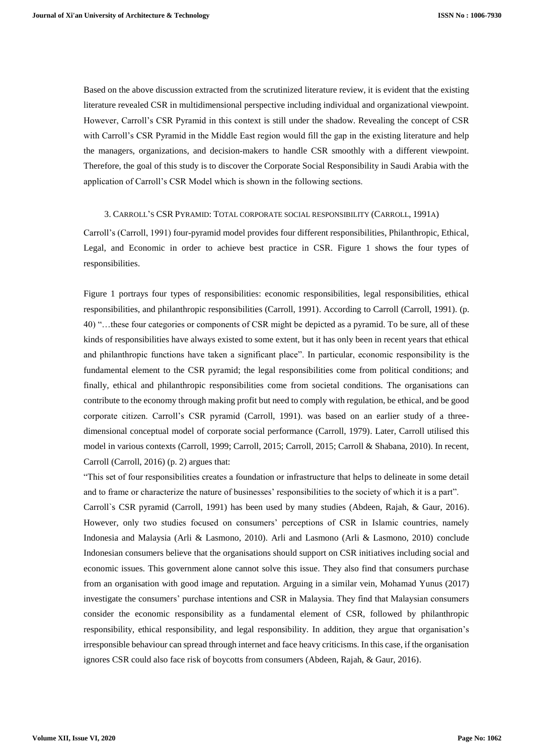Based on the above discussion extracted from the scrutinized literature review, it is evident that the existing literature revealed CSR in multidimensional perspective including individual and organizational viewpoint. However, Carroll's CSR Pyramid in this context is still under the shadow. Revealing the concept of CSR with Carroll's CSR Pyramid in the Middle East region would fill the gap in the existing literature and help the managers, organizations, and decision-makers to handle CSR smoothly with a different viewpoint. Therefore, the goal of this study is to discover the Corporate Social Responsibility in Saudi Arabia with the application of Carroll's CSR Model which is shown in the following sections.

## 3. Carroll's CSR Pyramid: Total corporate social responsibility (Carroll, 1991a)

Carroll's (Carroll, 1991) four-pyramid model provides four different responsibilities, Philanthropic, Ethical, Legal, and Economic in order to achieve best practice in CSR. Figure 1 shows the four types of responsibilities.

Figure 1 portrays four types of responsibilities: economic responsibilities, legal responsibilities, ethical responsibilities, and philanthropic responsibilities (Carroll, 1991). According to Carroll (Carroll, 1991). (p. 40) "…these four categories or components of CSR might be depicted as a pyramid. To be sure, all of these kinds of responsibilities have always existed to some extent, but it has only been in recent years that ethical and philanthropic functions have taken a significant place". In particular, economic responsibility is the fundamental element to the CSR pyramid; the legal responsibilities come from political conditions; and finally, ethical and philanthropic responsibilities come from societal conditions. The organisations can contribute to the economy through making profit but need to comply with regulation, be ethical, and be good corporate citizen. Carroll's CSR pyramid (Carroll, 1991). was based on an earlier study of a three-dimensional conceptual model of corporate social performance (Carroll, 1979). Later, Carroll utilised this model in various contexts (Carroll, 1999; Carroll, 2015; Carroll, 2015; Carroll & Shabana, 2010). In recent, Carroll (Carroll, 2016) (p. 2) argues that:

"This set of four responsibilities creates a foundation or infrastructure that helps to delineate in some detail and to frame or characterize the nature of businesses' responsibilities to the society of which it is a part".

Carroll`s CSR pyramid (Carroll, 1991) has been used by many studies (Abdeen, Rajah, & Gaur, 2016). However, only two studies focused on consumers' perceptions of CSR in Islamic countries, namely Indonesia and Malaysia (Arli & Lasmono, 2010). Arli and Lasmono (Arli & Lasmono, 2010) conclude Indonesian consumers believe that the organisations should support on CSR initiatives including social and economic issues. This government alone cannot solve this issue. They also find that consumers purchase from an organisation with good image and reputation. Arguing in a similar vein, Mohamad Yunus (2017) investigate the consumers' purchase intentions and CSR in Malaysia. They find that Malaysian consumers consider the economic responsibility as a fundamental element of CSR, followed by philanthropic responsibility, ethical responsibility, and legal responsibility. In addition, they argue that organisation's irresponsible behaviour can spread through internet and face heavy criticisms. In this case, if the organisation ignores CSR could also face risk of boycotts from consumers (Abdeen, Rajah, & Gaur, 2016).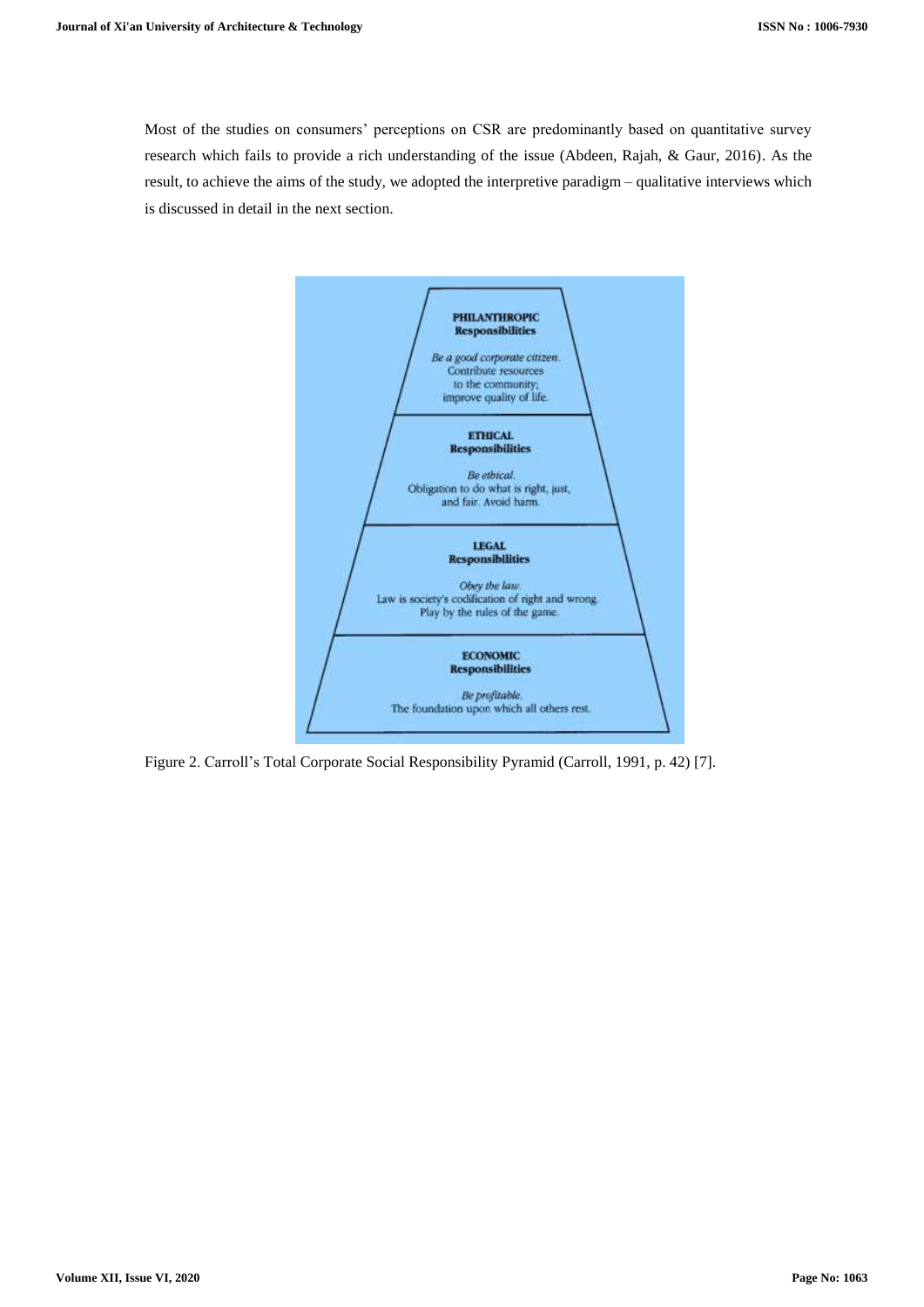Most of the studies on consumers' perceptions on CSR are predominantly based on quantitative survey research which fails to provide a rich understanding of the issue (Abdeen, Rajah, & Gaur, 2016). As the result, to achieve the aims of the study, we adopted the interpretive paradigm – qualitative interviews which is discussed in detail in the next section.

**PHILANTHROPIC Responsibilities**

*Be a good corporate citizen.*
Contribute resources to the community; improve quality of life.

**ETHICAL Responsibilities**

*Be ethical.*
Obligation to do what is right, just, and fair. Avoid harm.

**LEGAL Responsibilities**

*Obey the law.*
Law is society's codification of right and wrong. Play by the rules of the game.

**ECONOMIC Responsibilities**

*Be profitable.*
The foundation upon which all others rest.

Figure 2. Carroll's Total Corporate Social Responsibility Pyramid (Carroll, 1991, p. 42) [7].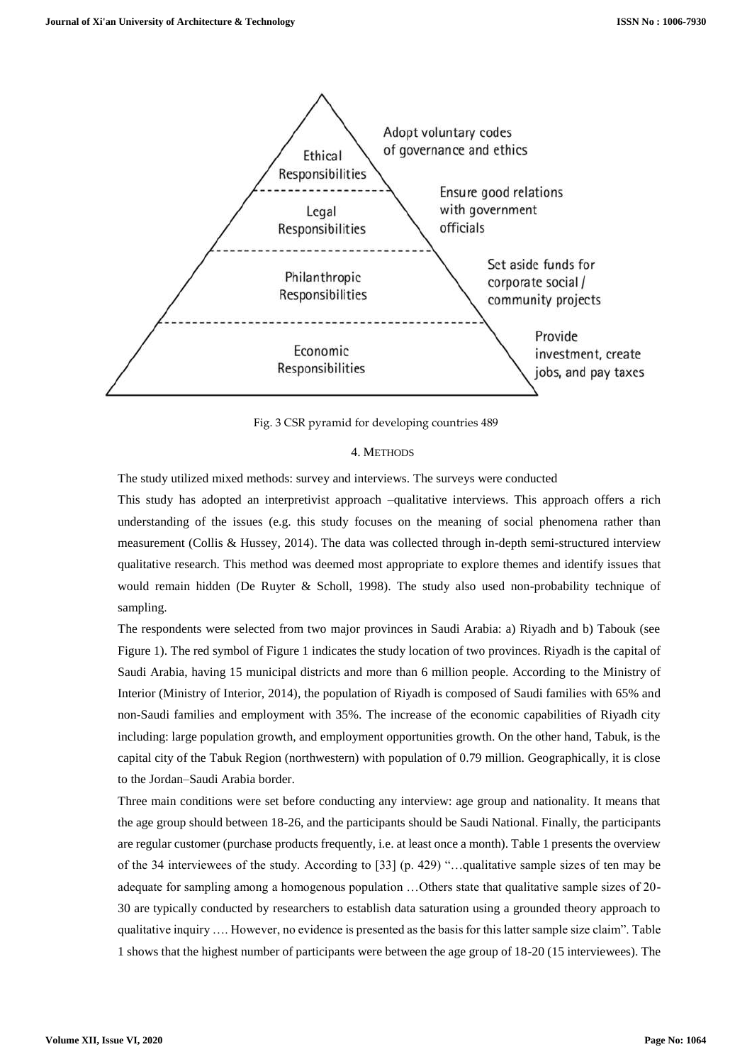Fig. 3 CSR pyramid for developing countries 489

## 4. METHODS

The study utilized mixed methods: survey and interviews. The surveys were conducted

This study has adopted an interpretivist approach –qualitative interviews. This approach offers a rich understanding of the issues (e.g. this study focuses on the meaning of social phenomena rather than measurement (Collis & Hussey, 2014). The data was collected through in-depth semi-structured interview qualitative research. This method was deemed most appropriate to explore themes and identify issues that would remain hidden (De Ruyter & Scholl, 1998). The study also used non-probability technique of sampling.

The respondents were selected from two major provinces in Saudi Arabia: a) Riyadh and b) Tabouk (see Figure 1). The red symbol of Figure 1 indicates the study location of two provinces. Riyadh is the capital of Saudi Arabia, having 15 municipal districts and more than 6 million people. According to the Ministry of Interior (Ministry of Interior, 2014), the population of Riyadh is composed of Saudi families with 65% and non-Saudi families and employment with 35%. The increase of the economic capabilities of Riyadh city including: large population growth, and employment opportunities growth. On the other hand, Tabuk, is the capital city of the Tabuk Region (northwestern) with population of 0.79 million. Geographically, it is close to the Jordan–Saudi Arabia border.

Three main conditions were set before conducting any interview: age group and nationality. It means that the age group should between 18-26, and the participants should be Saudi National. Finally, the participants are regular customer (purchase products frequently, i.e. at least once a month). Table 1 presents the overview of the 34 interviewees of the study. According to [33] (p. 429) "…qualitative sample sizes of ten may be adequate for sampling among a homogenous population …Others state that qualitative sample sizes of 20-30 are typically conducted by researchers to establish data saturation using a grounded theory approach to qualitative inquiry …. However, no evidence is presented as the basis for this latter sample size claim". Table 1 shows that the highest number of participants were between the age group of 18-20 (15 interviewees). The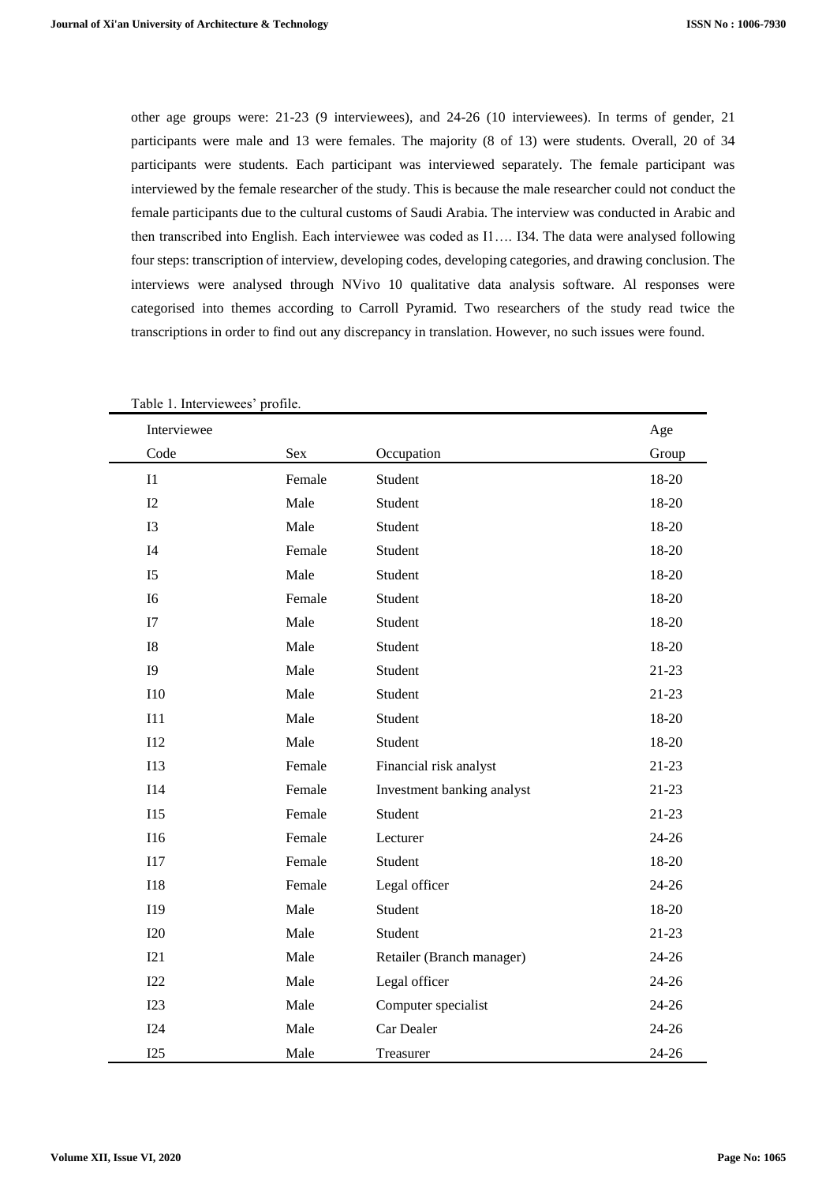other age groups were: 21-23 (9 interviewees), and 24-26 (10 interviewees). In terms of gender, 21 participants were male and 13 were females. The majority (8 of 13) were students. Overall, 20 of 34 participants were students. Each participant was interviewed separately. The female participant was interviewed by the female researcher of the study. This is because the male researcher could not conduct the female participants due to the cultural customs of Saudi Arabia. The interview was conducted in Arabic and then transcribed into English. Each interviewee was coded as I1…. I34. The data were analysed following four steps: transcription of interview, developing codes, developing categories, and drawing conclusion. The interviews were analysed through NVivo 10 qualitative data analysis software. Al responses were categorised into themes according to Carroll Pyramid. Two researchers of the study read twice the transcriptions in order to find out any discrepancy in translation. However, no such issues were found.

Table 1. Interviewees' profile.

| Interviewee Code | Sex | Occupation | Age Group |
|---|---|---|---|
| I1 | Female | Student | 18-20 |
| I2 | Male | Student | 18-20 |
| I3 | Male | Student | 18-20 |
| I4 | Female | Student | 18-20 |
| I5 | Male | Student | 18-20 |
| I6 | Female | Student | 18-20 |
| I7 | Male | Student | 18-20 |
| I8 | Male | Student | 18-20 |
| I9 | Male | Student | 21-23 |
| I10 | Male | Student | 21-23 |
| I11 | Male | Student | 18-20 |
| I12 | Male | Student | 18-20 |
| I13 | Female | Financial risk analyst | 21-23 |
| I14 | Female | Investment banking analyst | 21-23 |
| I15 | Female | Student | 21-23 |
| I16 | Female | Lecturer | 24-26 |
| I17 | Female | Student | 18-20 |
| I18 | Female | Legal officer | 24-26 |
| I19 | Male | Student | 18-20 |
| I20 | Male | Student | 21-23 |
| I21 | Male | Retailer (Branch manager) | 24-26 |
| I22 | Male | Legal officer | 24-26 |
| I23 | Male | Computer specialist | 24-26 |
| I24 | Male | Car Dealer | 24-26 |
| I25 | Male | Treasurer | 24-26 |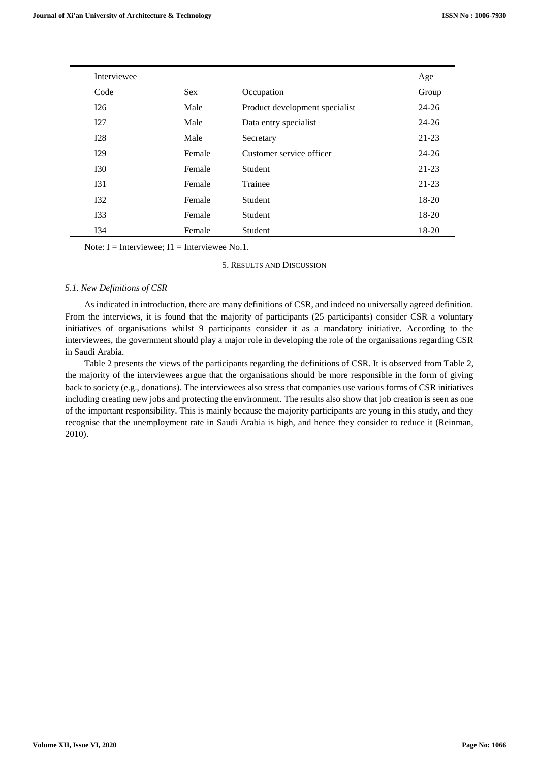| Interviewee Code | Sex | Occupation | Age Group |
|---|---|---|---|
| I26 | Male | Product development specialist | 24-26 |
| I27 | Male | Data entry specialist | 24-26 |
| I28 | Male | Secretary | 21-23 |
| I29 | Female | Customer service officer | 24-26 |
| I30 | Female | Student | 21-23 |
| I31 | Female | Trainee | 21-23 |
| I32 | Female | Student | 18-20 |
| I33 | Female | Student | 18-20 |
| I34 | Female | Student | 18-20 |

Note: I = Interviewee; I1 = Interviewee No.1.

## 5. Results and Discussion

### *5.1. New Definitions of CSR*

As indicated in introduction, there are many definitions of CSR, and indeed no universally agreed definition. From the interviews, it is found that the majority of participants (25 participants) consider CSR a voluntary initiatives of organisations whilst 9 participants consider it as a mandatory initiative. According to the interviewees, the government should play a major role in developing the role of the organisations regarding CSR in Saudi Arabia.

Table 2 presents the views of the participants regarding the definitions of CSR. It is observed from Table 2, the majority of the interviewees argue that the organisations should be more responsible in the form of giving back to society (e.g., donations). The interviewees also stress that companies use various forms of CSR initiatives including creating new jobs and protecting the environment. The results also show that job creation is seen as one of the important responsibility. This is mainly because the majority participants are young in this study, and they recognise that the unemployment rate in Saudi Arabia is high, and hence they consider to reduce it (Reinman, 2010).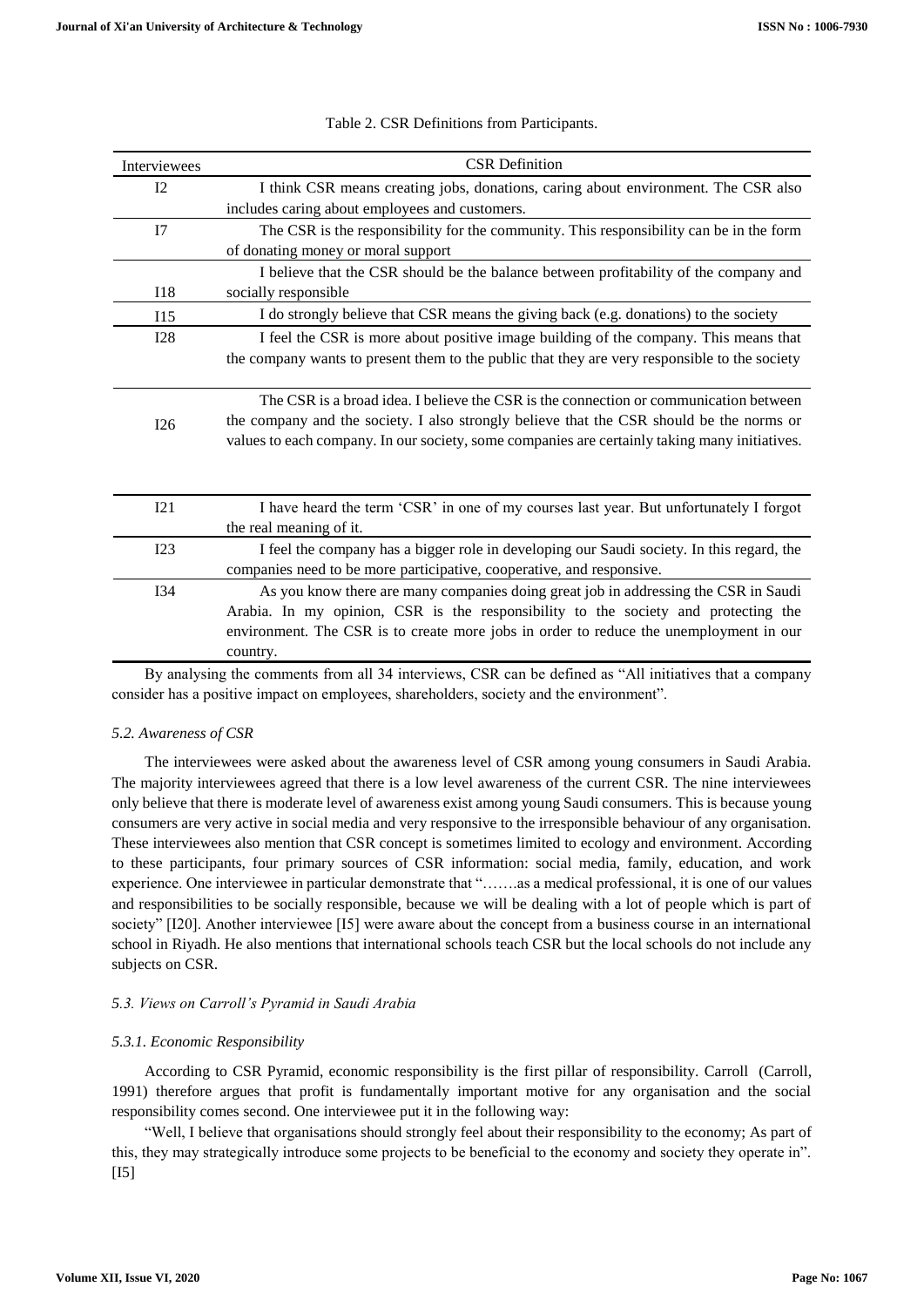Table 2. CSR Definitions from Participants.

| Interviewees | CSR Definition |
|---|---|
| I2 | I think CSR means creating jobs, donations, caring about environment. The CSR also includes caring about employees and customers. |
| I7 | The CSR is the responsibility for the community. This responsibility can be in the form of donating money or moral support |
| I18 | I believe that the CSR should be the balance between profitability of the company and socially responsible |
| I15 | I do strongly believe that CSR means the giving back (e.g. donations) to the society |
| I28 | I feel the CSR is more about positive image building of the company. This means that the company wants to present them to the public that they are very responsible to the society |
| I26 | The CSR is a broad idea. I believe the CSR is the connection or communication between the company and the society. I also strongly believe that the CSR should be the norms or values to each company. In our society, some companies are certainly taking many initiatives. |
| I21 | I have heard the term 'CSR' in one of my courses last year. But unfortunately I forgot the real meaning of it. |
| I23 | I feel the company has a bigger role in developing our Saudi society. In this regard, the companies need to be more participative, cooperative, and responsive. |
| I34 | As you know there are many companies doing great job in addressing the CSR in Saudi Arabia. In my opinion, CSR is the responsibility to the society and protecting the environment. The CSR is to create more jobs in order to reduce the unemployment in our country. |

By analysing the comments from all 34 interviews, CSR can be defined as "All initiatives that a company consider has a positive impact on employees, shareholders, society and the environment".

### *5.2. Awareness of CSR*

The interviewees were asked about the awareness level of CSR among young consumers in Saudi Arabia. The majority interviewees agreed that there is a low level awareness of the current CSR. The nine interviewees only believe that there is moderate level of awareness exist among young Saudi consumers. This is because young consumers are very active in social media and very responsive to the irresponsible behaviour of any organisation. These interviewees also mention that CSR concept is sometimes limited to ecology and environment. According to these participants, four primary sources of CSR information: social media, family, education, and work experience. One interviewee in particular demonstrate that "…….as a medical professional, it is one of our values and responsibilities to be socially responsible, because we will be dealing with a lot of people which is part of society" [I20]. Another interviewee [I5] were aware about the concept from a business course in an international school in Riyadh. He also mentions that international schools teach CSR but the local schools do not include any subjects on CSR.

### *5.3. Views on Carroll's Pyramid in Saudi Arabia*

#### *5.3.1. Economic Responsibility*

According to CSR Pyramid, economic responsibility is the first pillar of responsibility. Carroll (Carroll, 1991) therefore argues that profit is fundamentally important motive for any organisation and the social responsibility comes second. One interviewee put it in the following way:

"Well, I believe that organisations should strongly feel about their responsibility to the economy; As part of this, they may strategically introduce some projects to be beneficial to the economy and society they operate in". [I5]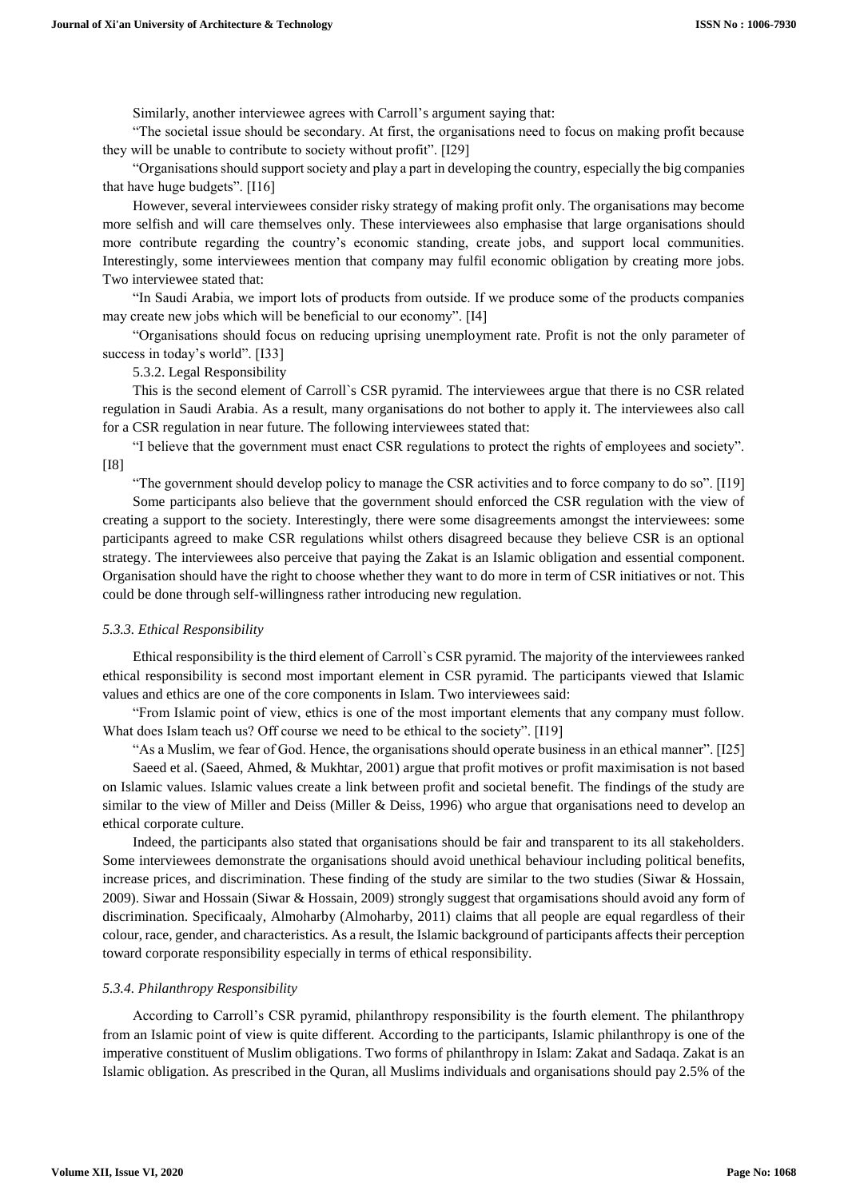Similarly, another interviewee agrees with Carroll's argument saying that:

"The societal issue should be secondary. At first, the organisations need to focus on making profit because they will be unable to contribute to society without profit". [I29]

"Organisations should support society and play a part in developing the country, especially the big companies that have huge budgets". [I16]

However, several interviewees consider risky strategy of making profit only. The organisations may become more selfish and will care themselves only. These interviewees also emphasise that large organisations should more contribute regarding the country's economic standing, create jobs, and support local communities. Interestingly, some interviewees mention that company may fulfil economic obligation by creating more jobs. Two interviewee stated that:

"In Saudi Arabia, we import lots of products from outside. If we produce some of the products companies may create new jobs which will be beneficial to our economy". [I4]

"Organisations should focus on reducing uprising unemployment rate. Profit is not the only parameter of success in today's world". [I33]

### 5.3.2. Legal Responsibility

This is the second element of Carroll`s CSR pyramid. The interviewees argue that there is no CSR related regulation in Saudi Arabia. As a result, many organisations do not bother to apply it. The interviewees also call for a CSR regulation in near future. The following interviewees stated that:

"I believe that the government must enact CSR regulations to protect the rights of employees and society". [I8]

"The government should develop policy to manage the CSR activities and to force company to do so". [I19]

Some participants also believe that the government should enforced the CSR regulation with the view of creating a support to the society. Interestingly, there were some disagreements amongst the interviewees: some participants agreed to make CSR regulations whilst others disagreed because they believe CSR is an optional strategy. The interviewees also perceive that paying the Zakat is an Islamic obligation and essential component. Organisation should have the right to choose whether they want to do more in term of CSR initiatives or not. This could be done through self-willingness rather introducing new regulation.

### *5.3.3. Ethical Responsibility*

Ethical responsibility is the third element of Carroll`s CSR pyramid. The majority of the interviewees ranked ethical responsibility is second most important element in CSR pyramid. The participants viewed that Islamic values and ethics are one of the core components in Islam. Two interviewees said:

"From Islamic point of view, ethics is one of the most important elements that any company must follow. What does Islam teach us? Off course we need to be ethical to the society". [I19]

"As a Muslim, we fear of God. Hence, the organisations should operate business in an ethical manner". [I25]

Saeed et al. (Saeed, Ahmed, & Mukhtar, 2001) argue that profit motives or profit maximisation is not based on Islamic values. Islamic values create a link between profit and societal benefit. The findings of the study are similar to the view of Miller and Deiss (Miller & Deiss, 1996) who argue that organisations need to develop an ethical corporate culture.

Indeed, the participants also stated that organisations should be fair and transparent to its all stakeholders. Some interviewees demonstrate the organisations should avoid unethical behaviour including political benefits, increase prices, and discrimination. These finding of the study are similar to the two studies (Siwar & Hossain, 2009). Siwar and Hossain (Siwar & Hossain, 2009) strongly suggest that orgamisations should avoid any form of discrimination. Specificaaly, Almoharby (Almoharby, 2011) claims that all people are equal regardless of their colour, race, gender, and characteristics. As a result, the Islamic background of participants affects their perception toward corporate responsibility especially in terms of ethical responsibility.

### *5.3.4. Philanthropy Responsibility*

According to Carroll's CSR pyramid, philanthropy responsibility is the fourth element. The philanthropy from an Islamic point of view is quite different. According to the participants, Islamic philanthropy is one of the imperative constituent of Muslim obligations. Two forms of philanthropy in Islam: Zakat and Sadaqa. Zakat is an Islamic obligation. As prescribed in the Quran, all Muslims individuals and organisations should pay 2.5% of the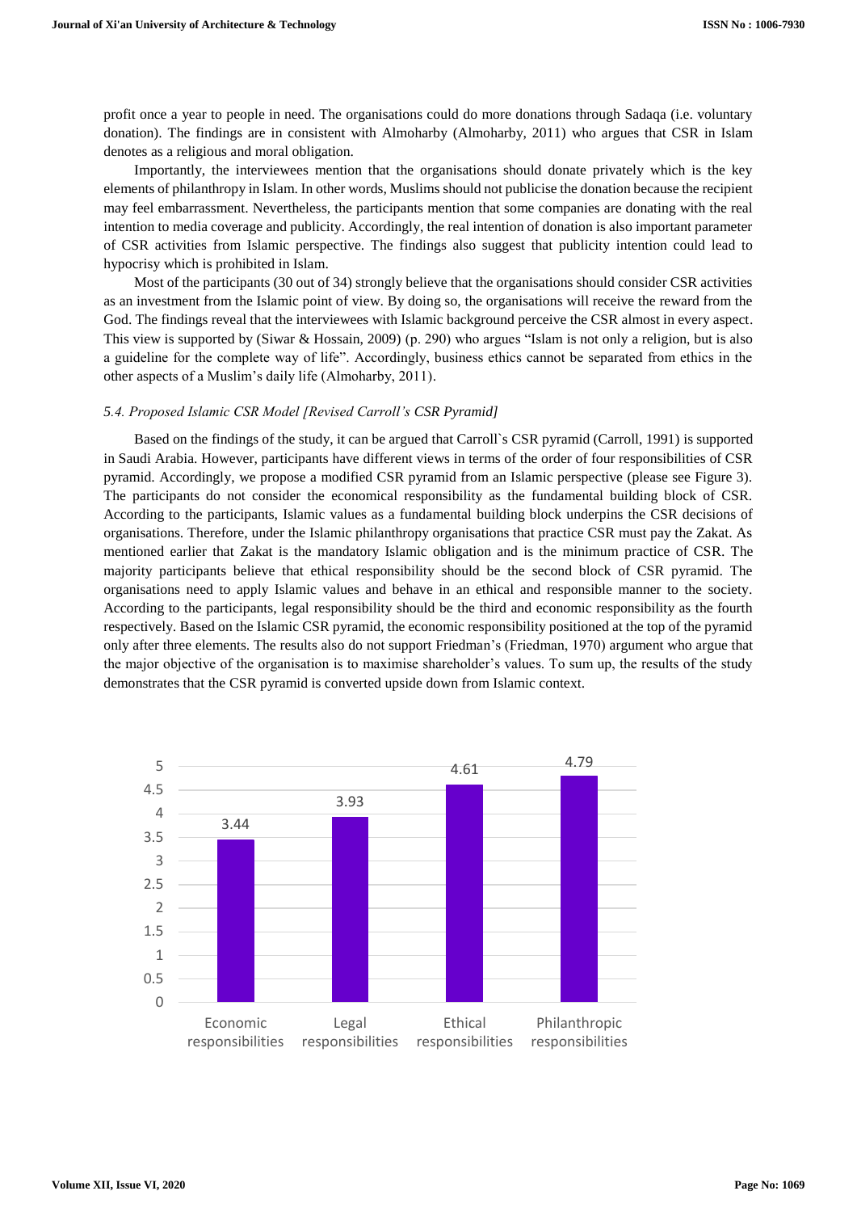profit once a year to people in need. The organisations could do more donations through Sadaqa (i.e. voluntary donation). The findings are in consistent with Almoharby (Almoharby, 2011) who argues that CSR in Islam denotes as a religious and moral obligation.

Importantly, the interviewees mention that the organisations should donate privately which is the key elements of philanthropy in Islam. In other words, Muslims should not publicise the donation because the recipient may feel embarrassment. Nevertheless, the participants mention that some companies are donating with the real intention to media coverage and publicity. Accordingly, the real intention of donation is also important parameter of CSR activities from Islamic perspective. The findings also suggest that publicity intention could lead to hypocrisy which is prohibited in Islam.

Most of the participants (30 out of 34) strongly believe that the organisations should consider CSR activities as an investment from the Islamic point of view. By doing so, the organisations will receive the reward from the God. The findings reveal that the interviewees with Islamic background perceive the CSR almost in every aspect. This view is supported by (Siwar & Hossain, 2009) (p. 290) who argues "Islam is not only a religion, but is also a guideline for the complete way of life". Accordingly, business ethics cannot be separated from ethics in the other aspects of a Muslim's daily life (Almoharby, 2011).

### *5.4. Proposed Islamic CSR Model [Revised Carroll's CSR Pyramid]*

Based on the findings of the study, it can be argued that Carroll`s CSR pyramid (Carroll, 1991) is supported in Saudi Arabia. However, participants have different views in terms of the order of four responsibilities of CSR pyramid. Accordingly, we propose a modified CSR pyramid from an Islamic perspective (please see Figure 3). The participants do not consider the economical responsibility as the fundamental building block of CSR. According to the participants, Islamic values as a fundamental building block underpins the CSR decisions of organisations. Therefore, under the Islamic philanthropy organisations that practice CSR must pay the Zakat. As mentioned earlier that Zakat is the mandatory Islamic obligation and is the minimum practice of CSR. The majority participants believe that ethical responsibility should be the second block of CSR pyramid. The organisations need to apply Islamic values and behave in an ethical and responsible manner to the society. According to the participants, legal responsibility should be the third and economic responsibility as the fourth respectively. Based on the Islamic CSR pyramid, the economic responsibility positioned at the top of the pyramid only after three elements. The results also do not support Friedman's (Friedman, 1970) argument who argue that the major objective of the organisation is to maximise shareholder's values. To sum up, the results of the study demonstrates that the CSR pyramid is converted upside down from Islamic context.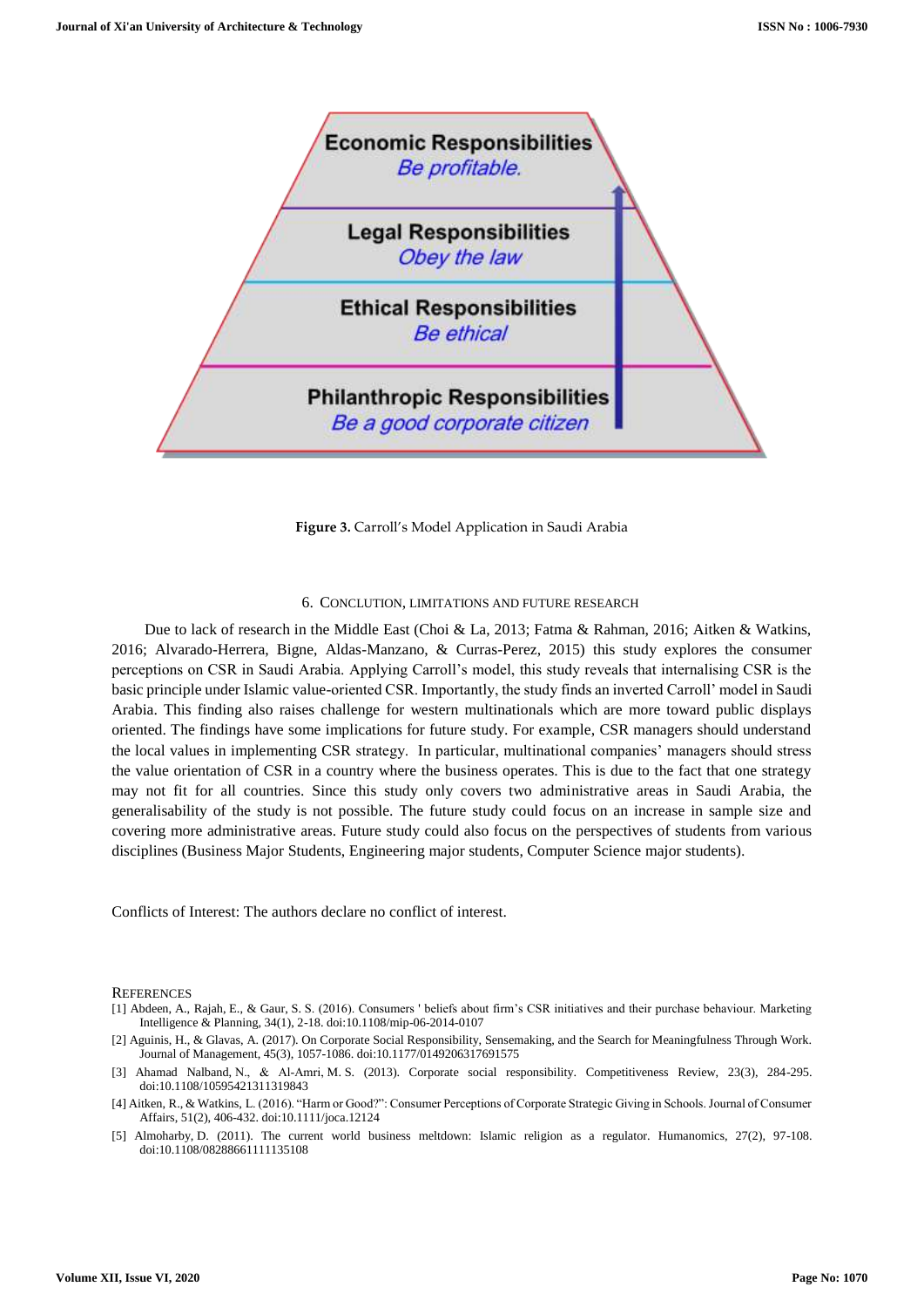Economic Responsibilities
*Be profitable.*

Legal Responsibilities
*Obey the law*

Ethical Responsibilities
*Be ethical*

Philanthropic Responsibilities
*Be a good corporate citizen*

**Figure 3.** Carroll's Model Application in Saudi Arabia

## 6. Conclution, Limitations and Future Research

Due to lack of research in the Middle East (Choi & La, 2013; Fatma & Rahman, 2016; Aitken & Watkins, 2016; Alvarado-Herrera, Bigne, Aldas-Manzano, & Curras-Perez, 2015) this study explores the consumer perceptions on CSR in Saudi Arabia. Applying Carroll's model, this study reveals that internalising CSR is the basic principle under Islamic value-oriented CSR. Importantly, the study finds an inverted Carroll' model in Saudi Arabia. This finding also raises challenge for western multinationals which are more toward public displays oriented. The findings have some implications for future study. For example, CSR managers should understand the local values in implementing CSR strategy. In particular, multinational companies' managers should stress the value orientation of CSR in a country where the business operates. This is due to the fact that one strategy may not fit for all countries. Since this study only covers two administrative areas in Saudi Arabia, the generalisability of the study is not possible. The future study could focus on an increase in sample size and covering more administrative areas. Future study could also focus on the perspectives of students from various disciplines (Business Major Students, Engineering major students, Computer Science major students).

Conflicts of Interest: The authors declare no conflict of interest.

## References

[1] Abdeen, A., Rajah, E., & Gaur, S. S. (2016). Consumers ' beliefs about firm's CSR initiatives and their purchase behaviour. Marketing Intelligence & Planning, 34(1), 2-18. doi:10.1108/mip-06-2014-0107

[2] Aguinis, H., & Glavas, A. (2017). On Corporate Social Responsibility, Sensemaking, and the Search for Meaningfulness Through Work. Journal of Management, 45(3), 1057-1086. doi:10.1177/0149206317691575

[3] Ahamad Nalband, N., & Al-Amri, M. S. (2013). Corporate social responsibility. Competitiveness Review, 23(3), 284-295. doi:10.1108/10595421311319843

[4] Aitken, R., & Watkins, L. (2016). "Harm or Good?": Consumer Perceptions of Corporate Strategic Giving in Schools. Journal of Consumer Affairs, 51(2), 406-432. doi:10.1111/joca.12124

[5] Almoharby, D. (2011). The current world business meltdown: Islamic religion as a regulator. Humanomics, 27(2), 97-108. doi:10.1108/08288661111135108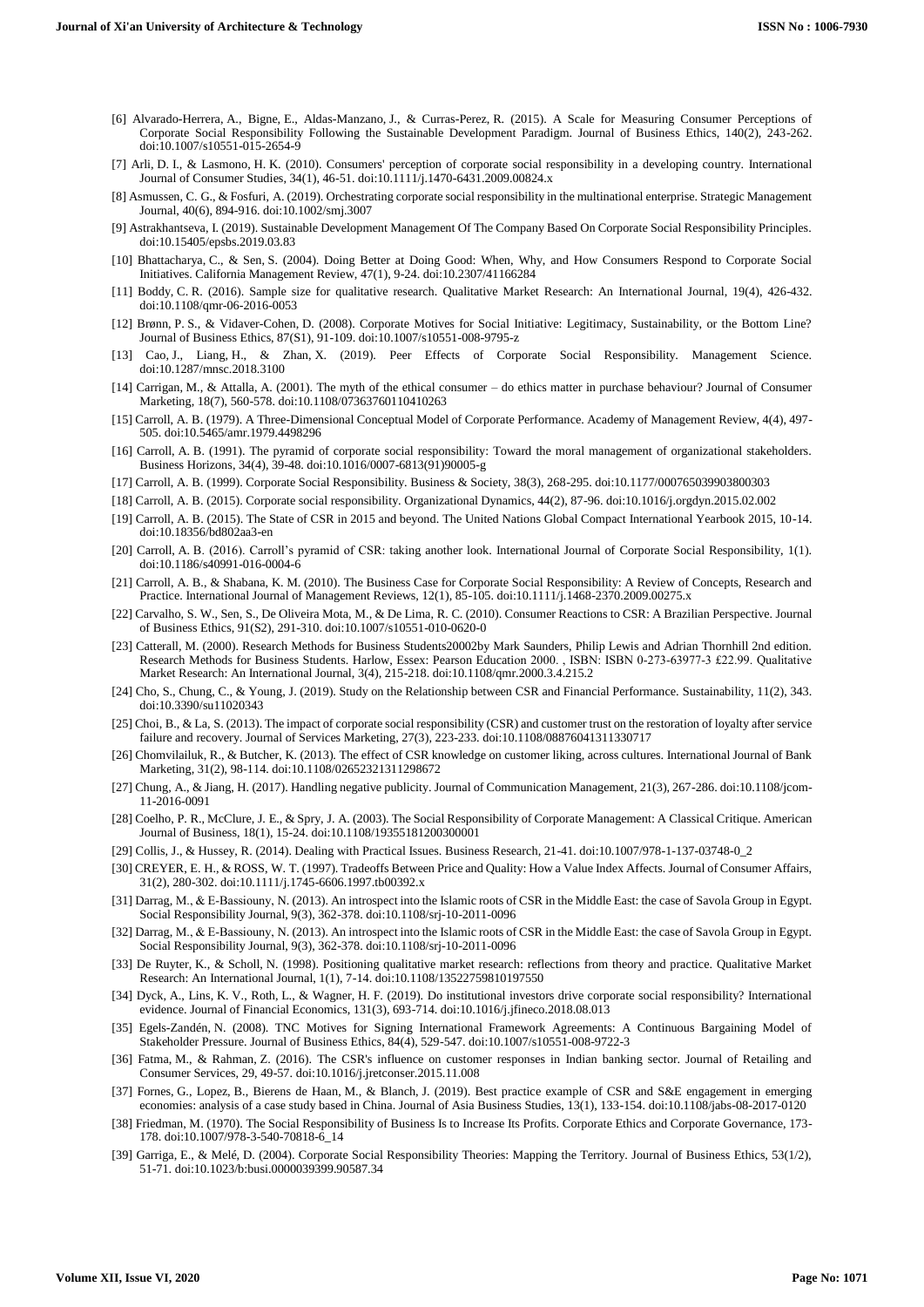[6] Alvarado-Herrera, A., Bigne, E., Aldas-Manzano, J., & Curras-Perez, R. (2015). A Scale for Measuring Consumer Perceptions of Corporate Social Responsibility Following the Sustainable Development Paradigm. Journal of Business Ethics, 140(2), 243-262. doi:10.1007/s10551-015-2654-9

[7] Arli, D. I., & Lasmono, H. K. (2010). Consumers' perception of corporate social responsibility in a developing country. International Journal of Consumer Studies, 34(1), 46-51. doi:10.1111/j.1470-6431.2009.00824.x

[8] Asmussen, C. G., & Fosfuri, A. (2019). Orchestrating corporate social responsibility in the multinational enterprise. Strategic Management Journal, 40(6), 894-916. doi:10.1002/smj.3007

[9] Astrakhantseva, I. (2019). Sustainable Development Management Of The Company Based On Corporate Social Responsibility Principles. doi:10.15405/epsbs.2019.03.83

[10] Bhattacharya, C., & Sen, S. (2004). Doing Better at Doing Good: When, Why, and How Consumers Respond to Corporate Social Initiatives. California Management Review, 47(1), 9-24. doi:10.2307/41166284

[11] Boddy, C. R. (2016). Sample size for qualitative research. Qualitative Market Research: An International Journal, 19(4), 426-432. doi:10.1108/qmr-06-2016-0053

[12] Brønn, P. S., & Vidaver-Cohen, D. (2008). Corporate Motives for Social Initiative: Legitimacy, Sustainability, or the Bottom Line? Journal of Business Ethics, 87(S1), 91-109. doi:10.1007/s10551-008-9795-z

[13] Cao, J., Liang, H., & Zhan, X. (2019). Peer Effects of Corporate Social Responsibility. Management Science. doi:10.1287/mnsc.2018.3100

[14] Carrigan, M., & Attalla, A. (2001). The myth of the ethical consumer – do ethics matter in purchase behaviour? Journal of Consumer Marketing, 18(7), 560-578. doi:10.1108/07363760110410263

[15] Carroll, A. B. (1979). A Three-Dimensional Conceptual Model of Corporate Performance. Academy of Management Review, 4(4), 497-505. doi:10.5465/amr.1979.4498296

[16] Carroll, A. B. (1991). The pyramid of corporate social responsibility: Toward the moral management of organizational stakeholders. Business Horizons, 34(4), 39-48. doi:10.1016/0007-6813(91)90005-g

[17] Carroll, A. B. (1999). Corporate Social Responsibility. Business & Society, 38(3), 268-295. doi:10.1177/000765039903800303

[18] Carroll, A. B. (2015). Corporate social responsibility. Organizational Dynamics, 44(2), 87-96. doi:10.1016/j.orgdyn.2015.02.002

[19] Carroll, A. B. (2015). The State of CSR in 2015 and beyond. The United Nations Global Compact International Yearbook 2015, 10-14. doi:10.18356/bd802aa3-en

[20] Carroll, A. B. (2016). Carroll's pyramid of CSR: taking another look. International Journal of Corporate Social Responsibility, 1(1). doi:10.1186/s40991-016-0004-6

[21] Carroll, A. B., & Shabana, K. M. (2010). The Business Case for Corporate Social Responsibility: A Review of Concepts, Research and Practice. International Journal of Management Reviews, 12(1), 85-105. doi:10.1111/j.1468-2370.2009.00275.x

[22] Carvalho, S. W., Sen, S., De Oliveira Mota, M., & De Lima, R. C. (2010). Consumer Reactions to CSR: A Brazilian Perspective. Journal of Business Ethics, 91(S2), 291-310. doi:10.1007/s10551-010-0620-0

[23] Catterall, M. (2000). Research Methods for Business Students20002by Mark Saunders, Philip Lewis and Adrian Thornhill 2nd edition. Research Methods for Business Students. Harlow, Essex: Pearson Education 2000. , ISBN: ISBN 0-273-63977-3 £22.99. Qualitative Market Research: An International Journal, 3(4), 215-218. doi:10.1108/qmr.2000.3.4.215.2

[24] Cho, S., Chung, C., & Young, J. (2019). Study on the Relationship between CSR and Financial Performance. Sustainability, 11(2), 343. doi:10.3390/su11020343

[25] Choi, B., & La, S. (2013). The impact of corporate social responsibility (CSR) and customer trust on the restoration of loyalty after service failure and recovery. Journal of Services Marketing, 27(3), 223-233. doi:10.1108/08876041311330717

[26] Chomvilailuk, R., & Butcher, K. (2013). The effect of CSR knowledge on customer liking, across cultures. International Journal of Bank Marketing, 31(2), 98-114. doi:10.1108/02652321311298672

[27] Chung, A., & Jiang, H. (2017). Handling negative publicity. Journal of Communication Management, 21(3), 267-286. doi:10.1108/jcom-11-2016-0091

[28] Coelho, P. R., McClure, J. E., & Spry, J. A. (2003). The Social Responsibility of Corporate Management: A Classical Critique. American Journal of Business, 18(1), 15-24. doi:10.1108/19355181200300001

[29] Collis, J., & Hussey, R. (2014). Dealing with Practical Issues. Business Research, 21-41. doi:10.1007/978-1-137-03748-0_2

[30] CREYER, E. H., & ROSS, W. T. (1997). Tradeoffs Between Price and Quality: How a Value Index Affects. Journal of Consumer Affairs, 31(2), 280-302. doi:10.1111/j.1745-6606.1997.tb00392.x

[31] Darrag, M., & E-Bassiouny, N. (2013). An introspect into the Islamic roots of CSR in the Middle East: the case of Savola Group in Egypt. Social Responsibility Journal, 9(3), 362-378. doi:10.1108/srj-10-2011-0096

[32] Darrag, M., & E-Bassiouny, N. (2013). An introspect into the Islamic roots of CSR in the Middle East: the case of Savola Group in Egypt. Social Responsibility Journal, 9(3), 362-378. doi:10.1108/srj-10-2011-0096

[33] De Ruyter, K., & Scholl, N. (1998). Positioning qualitative market research: reflections from theory and practice. Qualitative Market Research: An International Journal, 1(1), 7-14. doi:10.1108/13522759810197550

[34] Dyck, A., Lins, K. V., Roth, L., & Wagner, H. F. (2019). Do institutional investors drive corporate social responsibility? International evidence. Journal of Financial Economics, 131(3), 693-714. doi:10.1016/j.jfineco.2018.08.013

[35] Egels-Zandén, N. (2008). TNC Motives for Signing International Framework Agreements: A Continuous Bargaining Model of Stakeholder Pressure. Journal of Business Ethics, 84(4), 529-547. doi:10.1007/s10551-008-9722-3

[36] Fatma, M., & Rahman, Z. (2016). The CSR's influence on customer responses in Indian banking sector. Journal of Retailing and Consumer Services, 29, 49-57. doi:10.1016/j.jretconser.2015.11.008

[37] Fornes, G., Lopez, B., Bierens de Haan, M., & Blanch, J. (2019). Best practice example of CSR and S&E engagement in emerging economies: analysis of a case study based in China. Journal of Asia Business Studies, 13(1), 133-154. doi:10.1108/jabs-08-2017-0120

[38] Friedman, M. (1970). The Social Responsibility of Business Is to Increase Its Profits. Corporate Ethics and Corporate Governance, 173-178. doi:10.1007/978-3-540-70818-6_14

[39] Garriga, E., & Melé, D. (2004). Corporate Social Responsibility Theories: Mapping the Territory. Journal of Business Ethics, 53(1/2), 51-71. doi:10.1023/b:busi.0000039399.90587.34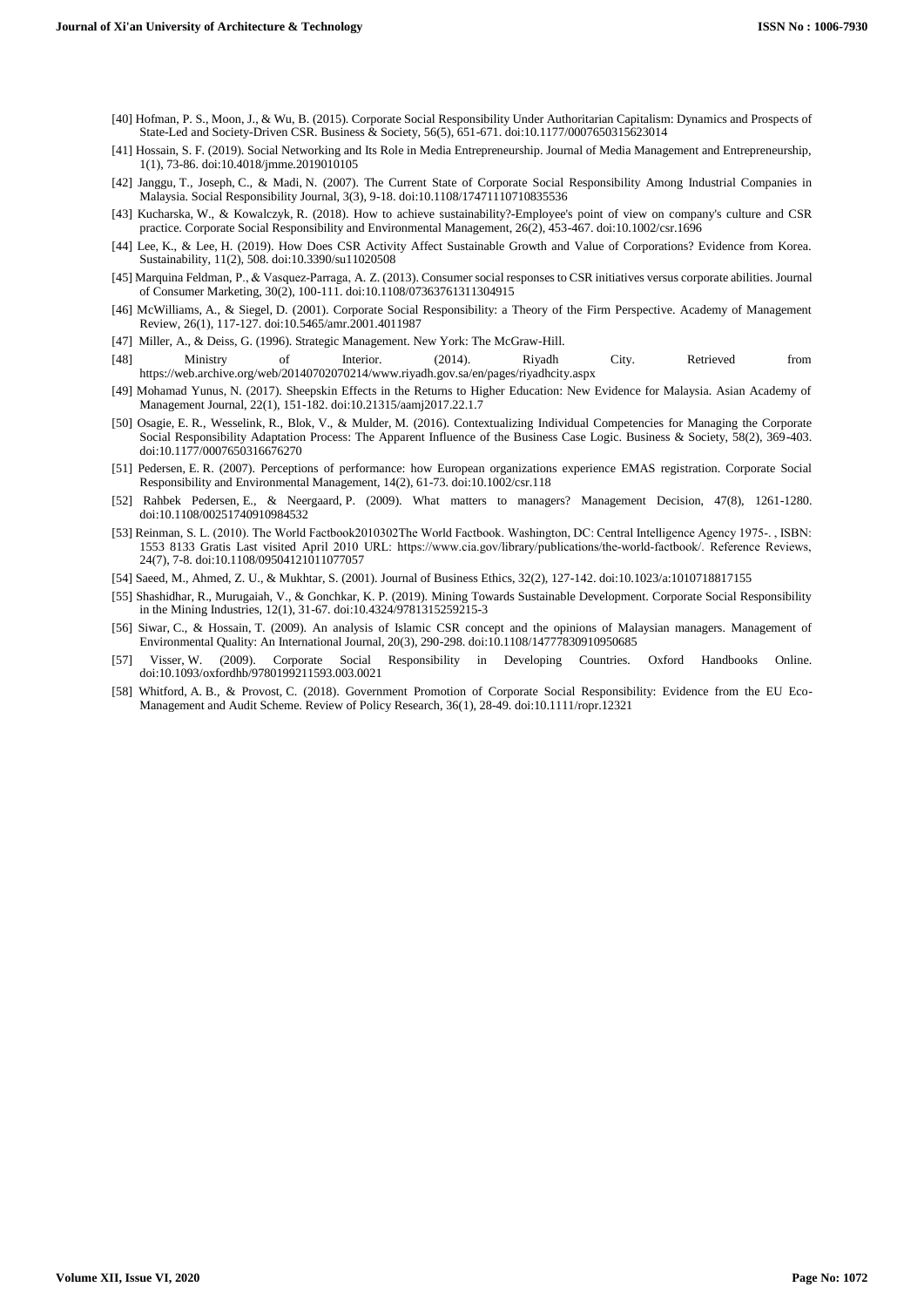[40] Hofman, P. S., Moon, J., & Wu, B. (2015). Corporate Social Responsibility Under Authoritarian Capitalism: Dynamics and Prospects of State-Led and Society-Driven CSR. Business & Society, 56(5), 651-671. doi:10.1177/0007650315623014

[41] Hossain, S. F. (2019). Social Networking and Its Role in Media Entrepreneurship. Journal of Media Management and Entrepreneurship, 1(1), 73-86. doi:10.4018/jmme.2019010105

[42] Janggu, T., Joseph, C., & Madi, N. (2007). The Current State of Corporate Social Responsibility Among Industrial Companies in Malaysia. Social Responsibility Journal, 3(3), 9-18. doi:10.1108/17471110710835536

[43] Kucharska, W., & Kowalczyk, R. (2018). How to achieve sustainability?-Employee's point of view on company's culture and CSR practice. Corporate Social Responsibility and Environmental Management, 26(2), 453-467. doi:10.1002/csr.1696

[44] Lee, K., & Lee, H. (2019). How Does CSR Activity Affect Sustainable Growth and Value of Corporations? Evidence from Korea. Sustainability, 11(2), 508. doi:10.3390/su11020508

[45] Marquina Feldman, P., & Vasquez-Parraga, A. Z. (2013). Consumer social responses to CSR initiatives versus corporate abilities. Journal of Consumer Marketing, 30(2), 100-111. doi:10.1108/07363761311304915

[46] McWilliams, A., & Siegel, D. (2001). Corporate Social Responsibility: a Theory of the Firm Perspective. Academy of Management Review, 26(1), 117-127. doi:10.5465/amr.2001.4011987

[47] Miller, A., & Deiss, G. (1996). Strategic Management. New York: The McGraw-Hill.

[48] Ministry of Interior. (2014). Riyadh City. Retrieved from https://web.archive.org/web/20140702070214/www.riyadh.gov.sa/en/pages/riyadhcity.aspx

[49] Mohamad Yunus, N. (2017). Sheepskin Effects in the Returns to Higher Education: New Evidence for Malaysia. Asian Academy of Management Journal, 22(1), 151-182. doi:10.21315/aamj2017.22.1.7

[50] Osagie, E. R., Wesselink, R., Blok, V., & Mulder, M. (2016). Contextualizing Individual Competencies for Managing the Corporate Social Responsibility Adaptation Process: The Apparent Influence of the Business Case Logic. Business & Society, 58(2), 369-403. doi:10.1177/0007650316676270

[51] Pedersen, E. R. (2007). Perceptions of performance: how European organizations experience EMAS registration. Corporate Social Responsibility and Environmental Management, 14(2), 61-73. doi:10.1002/csr.118

[52] Rahbek Pedersen, E., & Neergaard, P. (2009). What matters to managers? Management Decision, 47(8), 1261-1280. doi:10.1108/00251740910984532

[53] Reinman, S. L. (2010). The World Factbook2010302The World Factbook. Washington, DC: Central Intelligence Agency 1975-. , ISBN: 1553 8133 Gratis Last visited April 2010 URL: https://www.cia.gov/library/publications/the-world-factbook/. Reference Reviews, 24(7), 7-8. doi:10.1108/09504121011077057

[54] Saeed, M., Ahmed, Z. U., & Mukhtar, S. (2001). Journal of Business Ethics, 32(2), 127-142. doi:10.1023/a:1010718817155

[55] Shashidhar, R., Murugaiah, V., & Gonchkar, K. P. (2019). Mining Towards Sustainable Development. Corporate Social Responsibility in the Mining Industries, 12(1), 31-67. doi:10.4324/9781315259215-3

[56] Siwar, C., & Hossain, T. (2009). An analysis of Islamic CSR concept and the opinions of Malaysian managers. Management of Environmental Quality: An International Journal, 20(3), 290-298. doi:10.1108/14777830910950685

[57] Visser, W. (2009). Corporate Social Responsibility in Developing Countries. Oxford Handbooks Online. doi:10.1093/oxfordhb/9780199211593.003.0021

[58] Whitford, A. B., & Provost, C. (2018). Government Promotion of Corporate Social Responsibility: Evidence from the EU Eco-Management and Audit Scheme. Review of Policy Research, 36(1), 28-49. doi:10.1111/ropr.12321